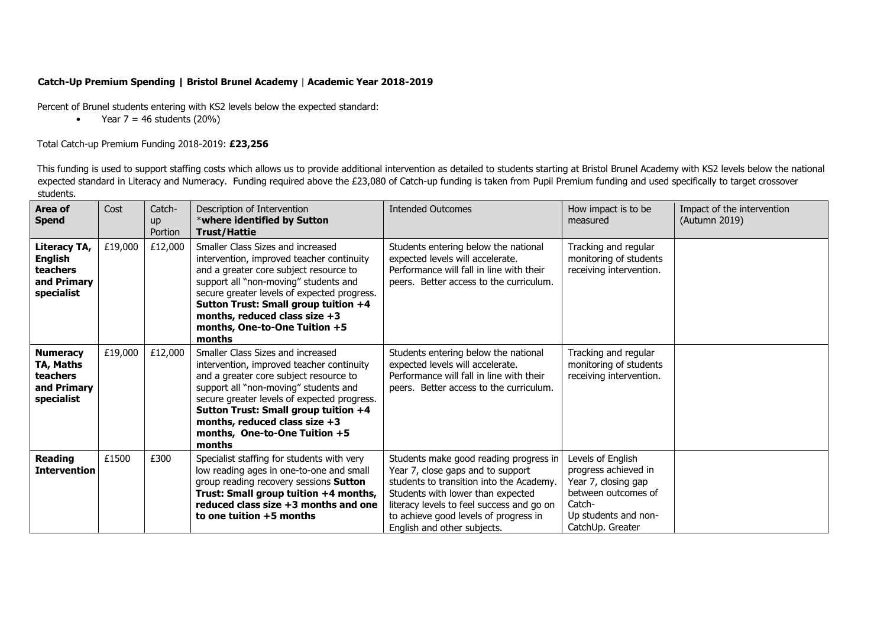**Catch-Up Premium Spending | Bristol Brunel Academy | Academic Year 2018-2019**

Percent of Brunel students entering with KS2 levels below the expected standard:

- Year 7 = 46 students (20%)

Total Catch-up Premium Funding 2018-2019: **£23,256**

This funding is used to support staffing costs which allows us to provide additional intervention as detailed to students starting at Bristol Brunel Academy with KS2 levels below the national expected standard in Literacy and Numeracy. Funding required above the £23,080 of Catch-up funding is taken from Pupil Premium funding and used specifically to target crossover students.

| Area of Spend | Cost | Catch-up Portion | Description of Intervention *where identified by Sutton Trust/Hattie | Intended Outcomes | How impact is to be measured | Impact of the intervention (Autumn 2019) |
|---|---|---|---|---|---|---|
| **Literacy TA, English teachers and Primary specialist** | £19,000 | £12,000 | Smaller Class Sizes and increased intervention, improved teacher continuity and a greater core subject resource to support all "non-moving" students and secure greater levels of expected progress. **Sutton Trust: Small group tuition +4 months, reduced class size +3 months, One-to-One Tuition +5 months** | Students entering below the national expected levels will accelerate. Performance will fall in line with their peers. Better access to the curriculum. | Tracking and regular monitoring of students receiving intervention. | |
| **Numeracy TA, Maths teachers and Primary specialist** | £19,000 | £12,000 | Smaller Class Sizes and increased intervention, improved teacher continuity and a greater core subject resource to support all "non-moving" students and secure greater levels of expected progress. **Sutton Trust: Small group tuition +4 months, reduced class size +3 months, One-to-One Tuition +5 months** | Students entering below the national expected levels will accelerate. Performance will fall in line with their peers. Better access to the curriculum. | Tracking and regular monitoring of students receiving intervention. | |
| **Reading Intervention** | £1500 | £300 | Specialist staffing for students with very low reading ages in one-to-one and small group reading recovery sessions **Sutton Trust: Small group tuition +4 months, reduced class size +3 months and one to one tuition +5 months** | Students make good reading progress in Year 7, close gaps and to support students to transition into the Academy. Students with lower than expected literacy levels to feel success and go on to achieve good levels of progress in English and other subjects. | Levels of English progress achieved in Year 7, closing gap between outcomes of Catch-Up students and non-CatchUp. Greater | |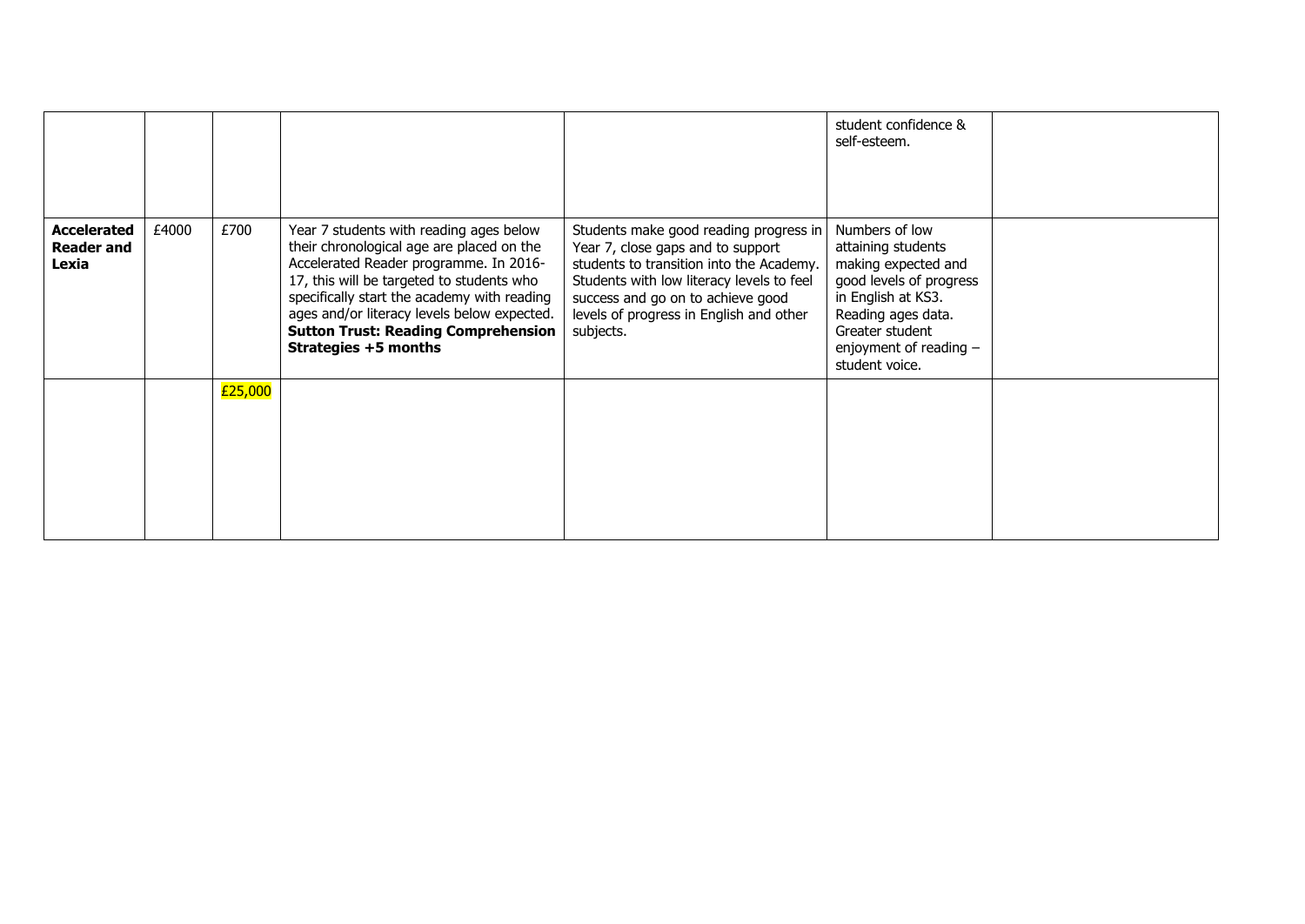| | | | | | | |
|---|---|---|---|---|---|---|
| | | | | | student confidence & self-esteem. | |
| **Accelerated Reader and Lexia** | £4000 | £700 | Year 7 students with reading ages below their chronological age are placed on the Accelerated Reader programme. In 2016-17, this will be targeted to students who specifically start the academy with reading ages and/or literacy levels below expected. **Sutton Trust: Reading Comprehension Strategies +5 months** | Students make good reading progress in Year 7, close gaps and to support students to transition into the Academy. Students with low literacy levels to feel success and go on to achieve good levels of progress in English and other subjects. | Numbers of low attaining students making expected and good levels of progress in English at KS3. Reading ages data. Greater student enjoyment of reading – student voice. | |
| | | £25,000 | | | | |